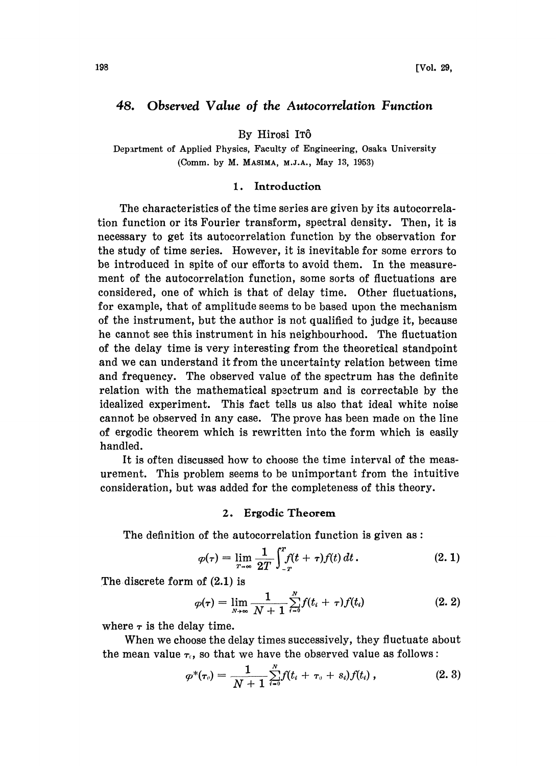# 48. *Observed Value of the Autocorrelation Function*

By Hirosi ITÔ

Department of Applied Physics, Faculty of Engineering, Osaka University
(Comm. by M. MASIMA, M.J.A., May 13, 1953)

## 1. Introduction

The characteristics of the time series are given by its autocorrelation function or its Fourier transform, spectral density. Then, it is necessary to get its autocorrelation function by the observation for the study of time series. However, it is inevitable for some errors to be introduced in spite of our efforts to avoid them. In the measurement of the autocorrelation function, some sorts of fluctuations are considered, one of which is that of delay time. Other fluctuations, for example, that of amplitude seems to be based upon the mechanism of the instrument, but the author is not qualified to judge it, because he cannot see this instrument in his neighbourhood. The fluctuation of the delay time is very interesting from the theoretical standpoint and we can understand it from the uncertainty relation between time and frequency. The observed value of the spectrum has the definite relation with the mathematical spectrum and is correctable by the idealized experiment. This fact tells us also that ideal white noise cannot be observed in any case. The prove has been made on the line of ergodic theorem which is rewritten into the form which is easily handled.

It is often discussed how to choose the time interval of the measurement. This problem seems to be unimportant from the intuitive consideration, but was added for the completeness of this theory.

## 2. Ergodic Theorem

The definition of the autocorrelation function is given as:

$$\varphi(\tau) = \lim_{T=\infty} \frac{1}{2T}\int_{-T}^{T} f(t+\tau)f(t)\,dt. \tag{2.1}$$

The discrete form of (2.1) is

$$\varphi(\tau) = \lim_{N\to\infty} \frac{1}{N+1}\sum_{i=0}^{N} f(t_i+\tau)f(t_i) \tag{2.2}$$

where $\tau$ is the delay time.

When we choose the delay times successively, they fluctuate about the mean value $\tau_0$, so that we have the observed value as follows:

$$\varphi^*(\tau_0) = \frac{1}{N+1}\sum_{i=0}^{N} f(t_i+\tau_0+s_i)f(t_i), \tag{2.3}$$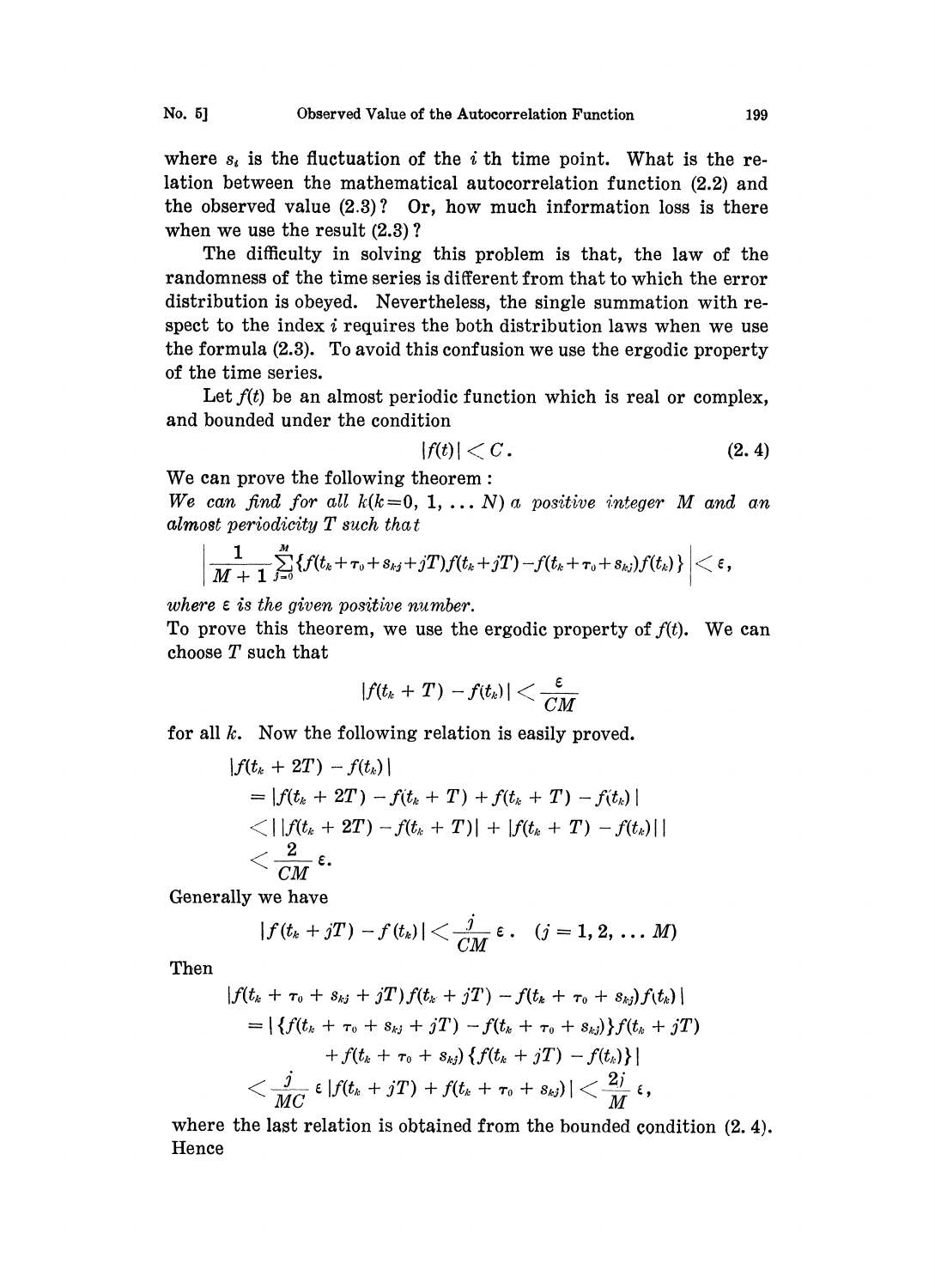where $s_i$ is the fluctuation of the $i$ th time point. What is the relation between the mathematical autocorrelation function (2.2) and the observed value (2.3)? Or, how much information loss is there when we use the result (2.3)?

The difficulty in solving this problem is that, the law of the randomness of the time series is different from that to which the error distribution is obeyed. Nevertheless, the single summation with respect to the index $i$ requires the both distribution laws when we use the formula (2.3). To avoid this confusion we use the ergodic property of the time series.

Let $f(t)$ be an almost periodic function which is real or complex, and bounded under the condition

$$|f(t)| < C. \tag{2.4}$$

We can prove the following theorem:

*We can find for all $k(k=0, 1, \ldots N)$ a positive integer $M$ and an almost periodicity $T$ such that*

$$\left| \frac{1}{M+1} \sum_{j=0}^{M} \{f(t_k + \tau_0 + s_{kj} + jT) f(t_k + jT) - f(t_k + \tau_0 + s_{kj}) f(t_k)\} \right| < \varepsilon,$$

*where $\varepsilon$ is the given positive number.*

To prove this theorem, we use the ergodic property of $f(t)$. We can choose $T$ such that

$$|f(t_k + T) - f(t_k)| < \frac{\varepsilon}{CM}$$

for all $k$. Now the following relation is easily proved.

$$\begin{aligned}
&|f(t_k + 2T) - f(t_k)| \\
&= |f(t_k + 2T) - f(t_k + T) + f(t_k + T) - f(t_k)| \\
&< | |f(t_k + 2T) - f(t_k + T)| + |f(t_k + T) - f(t_k)| | \\
&< \frac{2}{CM} \varepsilon.
\end{aligned}$$

Generally we have

$$|f(t_k + jT) - f(t_k)| < \frac{j}{CM} \varepsilon. \quad (j = 1, 2, \ldots M)$$

Then

$$\begin{aligned}
&|f(t_k + \tau_0 + s_{kj} + jT) f(t_k + jT) - f(t_k + \tau_0 + s_{kj}) f(t_k)| \\
&= | \{f(t_k + \tau_0 + s_{kj} + jT) - f(t_k + \tau_0 + s_{kj})\} f(t_k + jT) \\
&\qquad + f(t_k + \tau_0 + s_{kj}) \{f(t_k + jT) - f(t_k)\} | \\
&< \frac{j}{MC} \varepsilon \, |f(t_k + jT) + f(t_k + \tau_0 + s_{kj})| < \frac{2j}{M} \varepsilon,
\end{aligned}$$

where the last relation is obtained from the bounded condition (2.4). Hence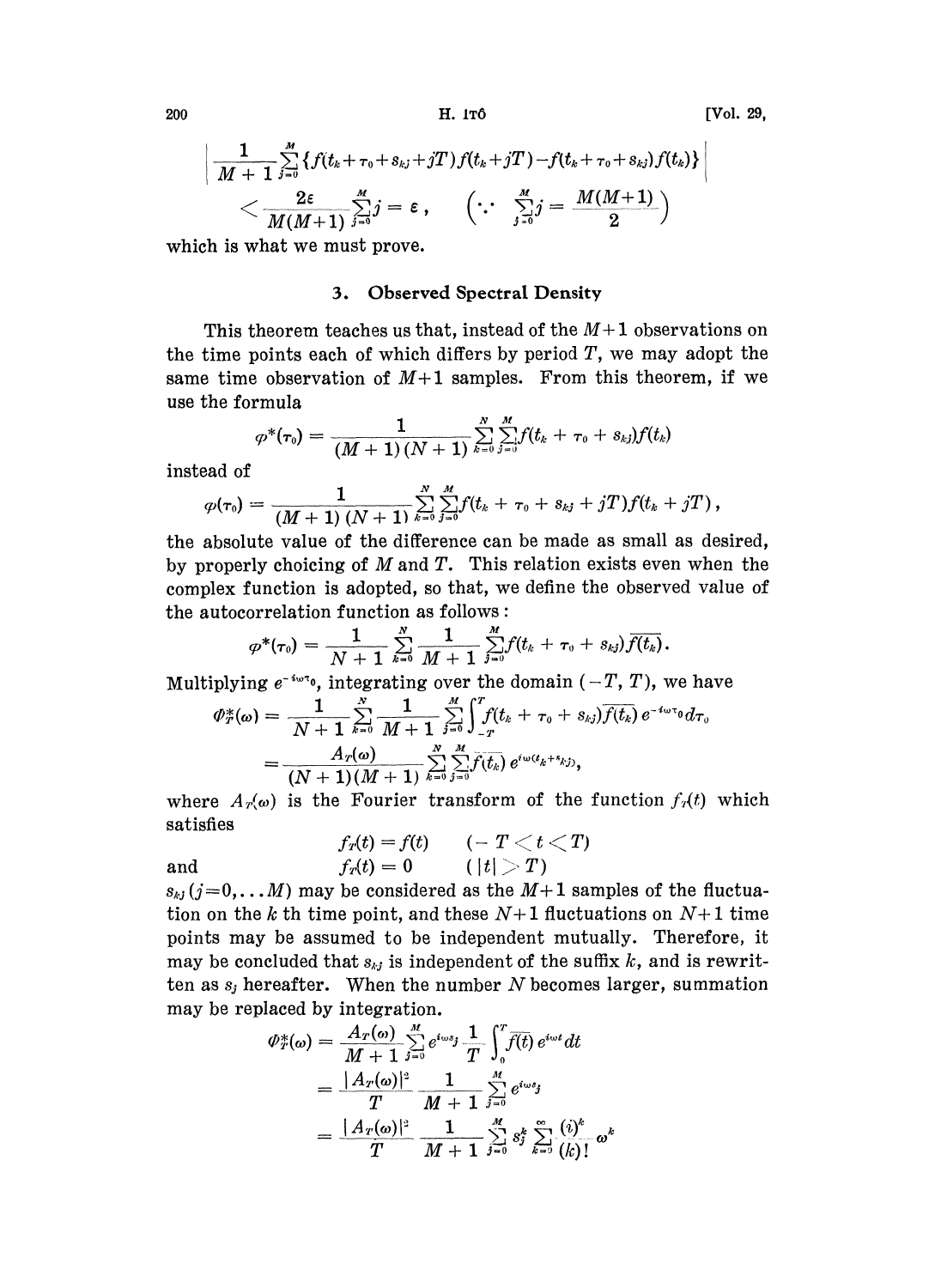$$\left| \frac{1}{M+1} \sum_{j=0}^{M} \{ f(t_k + \tau_0 + s_{kj} + jT) f(t_k + jT) - f(t_k + \tau_0 + s_{kj}) f(t_k) \} \right|$$

$$< \frac{2\varepsilon}{M(M+1)} \sum_{j=0}^{M} j = \varepsilon , \qquad \left( \because \ \sum_{j=0}^{M} j = \frac{M(M+1)}{2} \right)$$

which is what we must prove.

## 3. Observed Spectral Density

This theorem teaches us that, instead of the $M+1$ observations on the time points each of which differs by period $T$, we may adopt the same time observation of $M+1$ samples. From this theorem, if we use the formula

$$\varphi^*(\tau_0) = \frac{1}{(M+1)(N+1)} \sum_{k=0}^{N} \sum_{j=0}^{M} f(t_k + \tau_0 + s_{kj}) f(t_k)$$

instead of

$$\varphi(\tau_0) = \frac{1}{(M+1)(N+1)} \sum_{k=0}^{N} \sum_{j=0}^{M} f(t_k + \tau_0 + s_{kj} + jT) f(t_k + jT) ,$$

the absolute value of the difference can be made as small as desired, by properly choicing of $M$ and $T$. This relation exists even when the complex function is adopted, so that, we define the observed value of the autocorrelation function as follows:

$$\varphi^*(\tau_0) = \frac{1}{N+1} \sum_{k=0}^{N} \frac{1}{M+1} \sum_{j=0}^{M} f(t_k + \tau_0 + s_{kj}) \overline{f(t_k)} .$$

Multiplying $e^{-i\omega\tau_0}$, integrating over the domain $(-T, T)$, we have

$$\begin{aligned} \Phi_T^*(\omega) &= \frac{1}{N+1} \sum_{k=0}^{N} \frac{1}{M+1} \sum_{j=0}^{M} \int_{-T}^{T} f(t_k + \tau_0 + s_{kj}) \overline{f(t_k)} \, e^{-i\omega\tau_0} d\tau_0 \\ &= \frac{A_T(\omega)}{(N+1)(M+1)} \sum_{k=0}^{N} \sum_{j=0}^{M} \overline{f(t_k)} \, e^{i\omega(t_k + s_{kj})}, \end{aligned}$$

where $A_T(\omega)$ is the Fourier transform of the function $f_T(t)$ which satisfies

$$f_T(t) = f(t) \qquad (-T < t < T)$$

and

$$f_T(t) = 0 \qquad (|t| > T)$$

$s_{kj}$ $(j=0, \dots M)$ may be considered as the $M+1$ samples of the fluctuation on the $k$ th time point, and these $N+1$ fluctuations on $N+1$ time points may be assumed to be independent mutually. Therefore, it may be concluded that $s_{kj}$ is independent of the suffix $k$, and is rewritten as $s_j$ hereafter. When the number $N$ becomes larger, summation may be replaced by integration.

$$\begin{aligned} \Phi_T^*(\omega) &= \frac{A_T(\omega)}{M+1} \sum_{j=0}^{M} e^{i\omega s_j} \frac{1}{T} \int_0^T \overline{f(t)} \, e^{i\omega t} dt \\ &= \frac{|A_T(\omega)|^2}{T} \frac{1}{M+1} \sum_{j=0}^{M} e^{i\omega s_j} \\ &= \frac{|A_T(\omega)|^2}{T} \frac{1}{M+1} \sum_{j=0}^{M} s_j^k \sum_{k=0}^{\infty} \frac{(i)^k}{(k)!} \omega^k \end{aligned}$$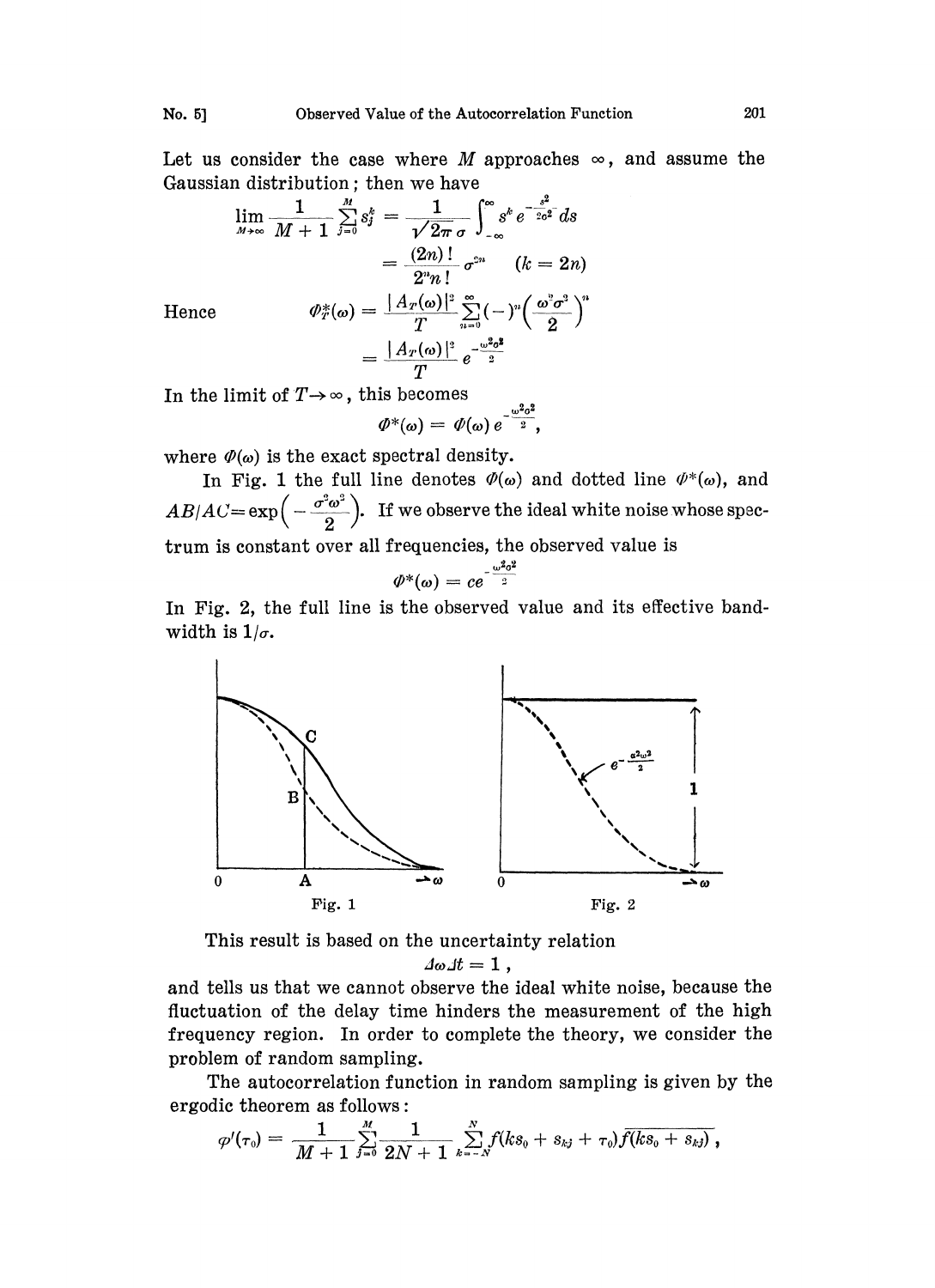Let us consider the case where $M$ approaches $\infty$, and assume the Gaussian distribution; then we have

$$\lim_{M\to\infty} \frac{1}{M+1} \sum_{j=0}^{M} s_j^k = \frac{1}{\sqrt{2\pi}\,\sigma} \int_{-\infty}^{\infty} s^k e^{-\frac{s^2}{2\sigma^2}} ds$$

$$= \frac{(2n)!}{2^n n!} \sigma^{2n} \qquad (k = 2n)$$

Hence

$$\Phi_T^*(\omega) = \frac{|A_T(\omega)|^2}{T} \sum_{n=0}^{\infty} (-)^n \left(\frac{\omega^2 \sigma^2}{2}\right)^n$$

$$= \frac{|A_T(\omega)|^2}{T} e^{-\frac{\omega^2\sigma^2}{2}}$$

In the limit of $T\to\infty$, this becomes

$$\Phi^*(\omega) = \Phi(\omega)\, e^{-\frac{\omega^2\sigma^2}{2}},$$

where $\Phi(\omega)$ is the exact spectral density.

In Fig. 1 the full line denotes $\Phi(\omega)$ and dotted line $\Phi^*(\omega)$, and $AB/AC = \exp\left(-\frac{\sigma^2\omega^2}{2}\right)$. If we observe the ideal white noise whose spectrum is constant over all frequencies, the observed value is

$$\Phi^*(\omega) = ce^{-\frac{\omega^2\sigma^2}{2}}$$

In Fig. 2, the full line is the observed value and its effective bandwidth is $1/\sigma$.

Fig. 1

Fig. 2

This result is based on the uncertainty relation

$$\Delta\omega\Delta t = 1\,,$$

and tells us that we cannot observe the ideal white noise, because the fluctuation of the delay time hinders the measurement of the high frequency region. In order to complete the theory, we consider the problem of random sampling.

The autocorrelation function in random sampling is given by the ergodic theorem as follows:

$$\varphi'(\tau_0) = \frac{1}{M+1} \sum_{j=0}^{M} \frac{1}{2N+1} \sum_{k=-N}^{N} f(ks_0 + s_{kj} + \tau_0)\overline{f(ks_0 + s_{kj})}\,,$$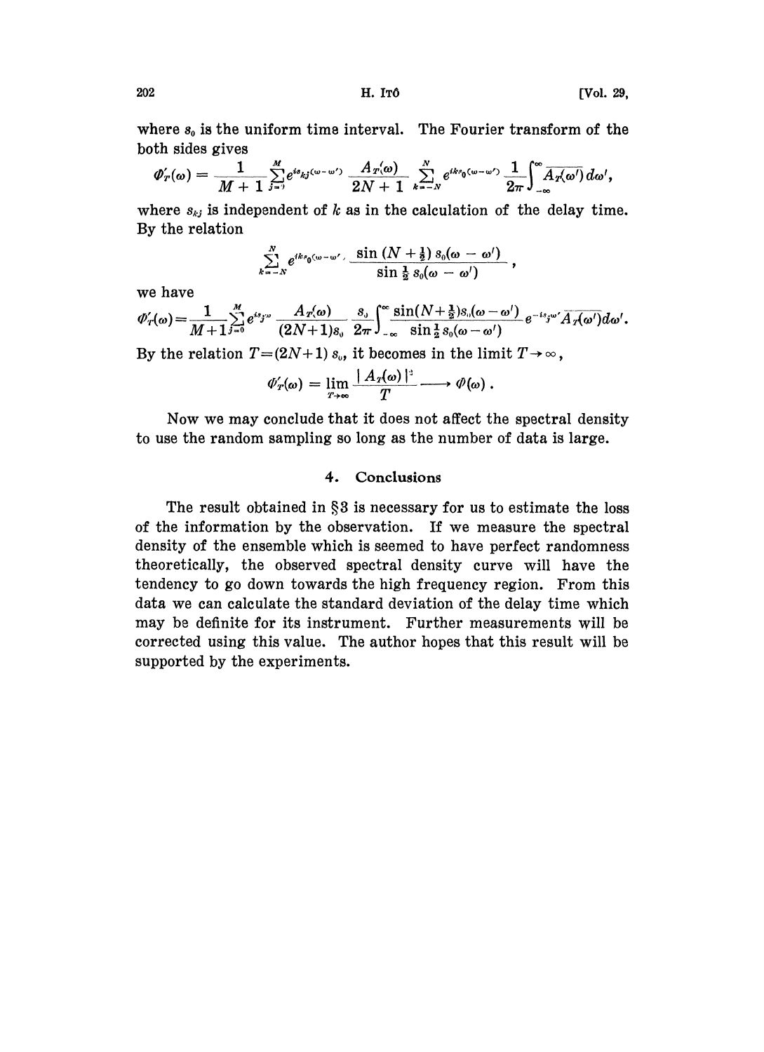where $s_0$ is the uniform time interval. The Fourier transform of the both sides gives

$$\Phi'_T(\omega) = \frac{1}{M+1}\sum_{j=0}^{M} e^{is_{kj}(\omega-\omega')}\,\frac{A_T(\omega)}{2N+1}\sum_{k=-N}^{N} e^{iks_0(\omega-\omega')}\,\frac{1}{2\pi}\int_{-\infty}^{\infty}\overline{A_T(\omega')}\,d\omega',$$

where $s_{kj}$ is independent of $k$ as in the calculation of the delay time. By the relation

$$\sum_{k=-N}^{N} e^{iks_0(\omega-\omega')}\,\frac{\sin\,(N+\frac{1}{2})\,s_0(\omega-\omega')}{\sin\frac{1}{2}\,s_0(\omega-\omega')}\,,$$

we have

$$\Phi'_T(\omega) = \frac{1}{M+1}\sum_{j=0}^{M} e^{is_j\omega}\,\frac{A_T(\omega)}{(2N+1)s_0}\,\frac{s_0}{2\pi}\int_{-\infty}^{\infty}\frac{\sin(N+\frac{1}{2})s_0(\omega-\omega')}{\sin\frac{1}{2}s_0(\omega-\omega')}\,e^{-is_j\omega'}\overline{A_T(\omega')}d\omega'.$$

By the relation $T=(2N+1)\,s_0$, it becomes in the limit $T\to\infty$,

$$\Phi'_T(\omega) = \lim_{T\to\infty}\frac{|A_T(\omega)|^2}{T} \longrightarrow \Phi(\omega)\,.$$

Now we may conclude that it does not affect the spectral density to use the random sampling so long as the number of data is large.

## 4. Conclusions

The result obtained in §3 is necessary for us to estimate the loss of the information by the observation. If we measure the spectral density of the ensemble which is seemed to have perfect randomness theoretically, the observed spectral density curve will have the tendency to go down towards the high frequency region. From this data we can calculate the standard deviation of the delay time which may be definite for its instrument. Further measurements will be corrected using this value. The author hopes that this result will be supported by the experiments.